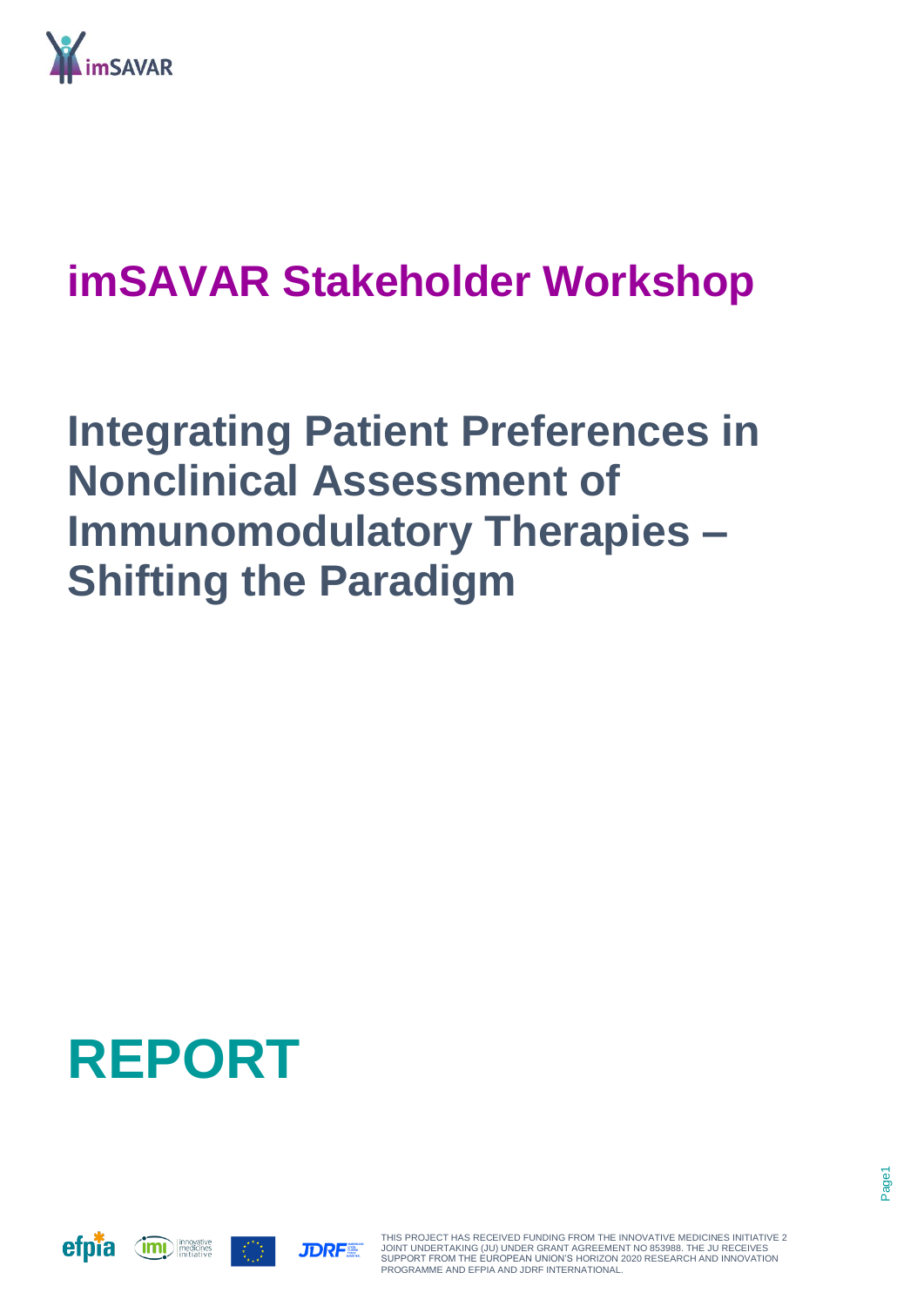# imSAVAR Stakeholder Workshop

# Integrating Patient Preferences in Nonclinical Assessment of Immunomodulatory Therapies – Shifting the Paradigm

# REPORT

THIS PROJECT HAS RECEIVED FUNDING FROM THE INNOVATIVE MEDICINES INITIATIVE 2 JOINT UNDERTAKING (JU) UNDER GRANT AGREEMENT NO 853988. THE JU RECEIVES SUPPORT FROM THE EUROPEAN UNION'S HORIZON 2020 RESEARCH AND INNOVATION PROGRAMME AND EFPIA AND JDRF INTERNATIONAL.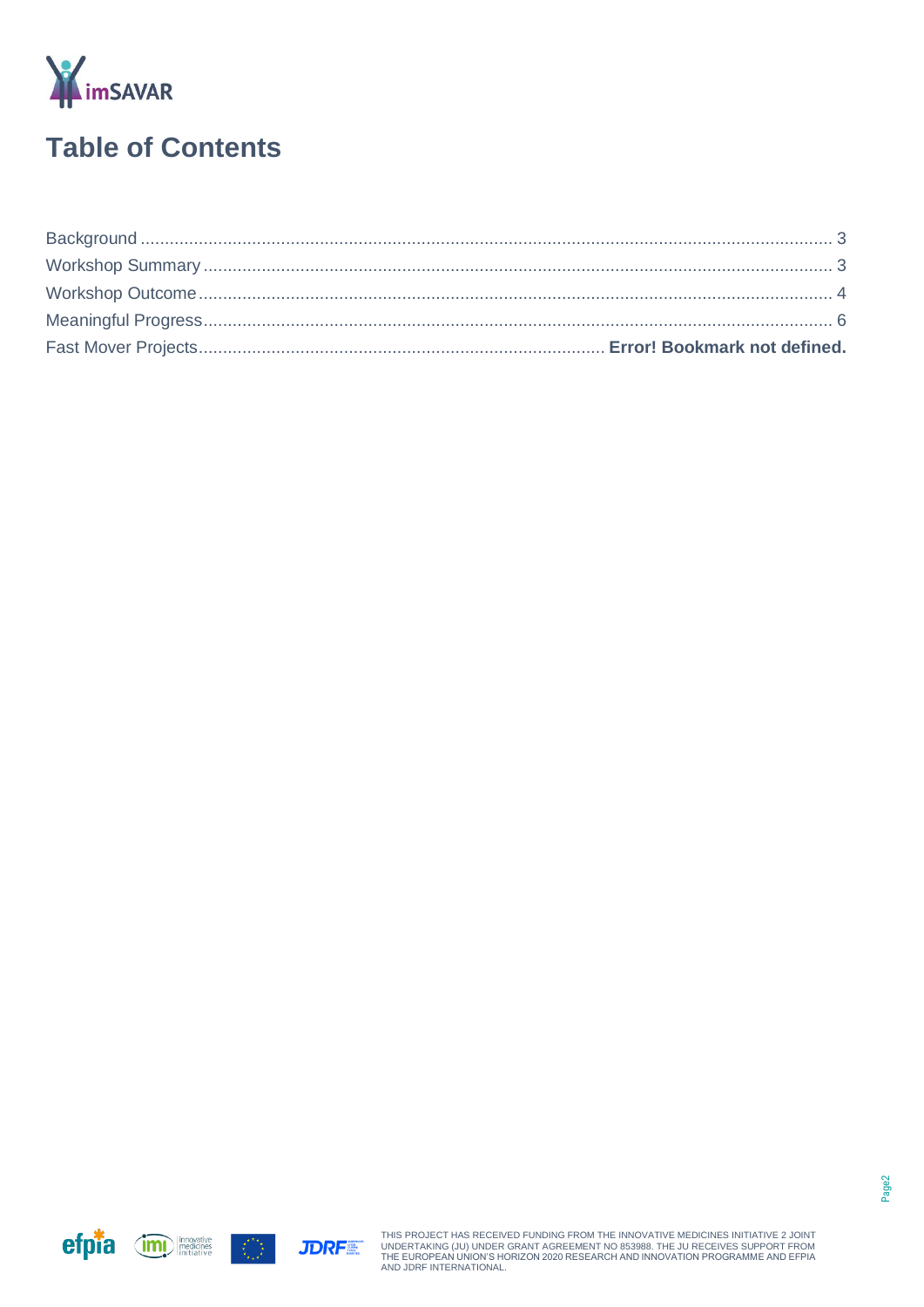# Table of Contents

Background .......................................................................................................................................... 3
Workshop Summary .............................................................................................................................. 3
Workshop Outcome ............................................................................................................................... 4
Meaningful Progress .............................................................................................................................. 6
Fast Mover Projects .................................................................................. **Error! Bookmark not defined.**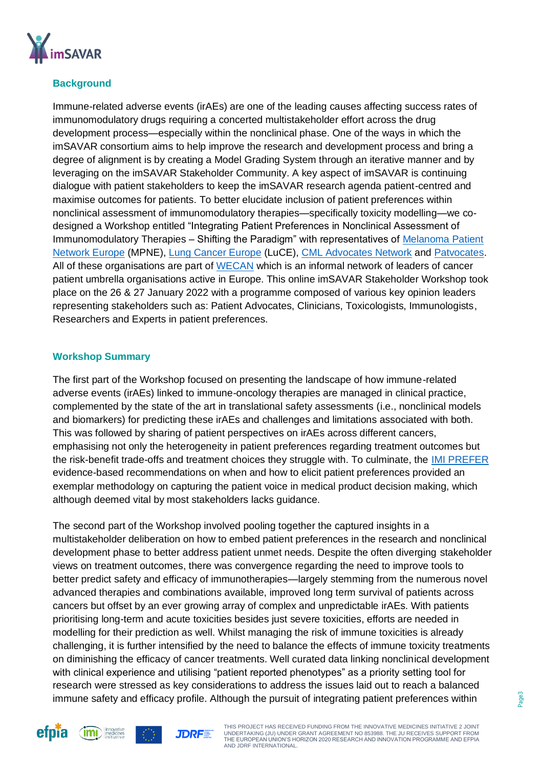## Background

Immune-related adverse events (irAEs) are one of the leading causes affecting success rates of immunomodulatory drugs requiring a concerted multistakeholder effort across the drug development process—especially within the nonclinical phase. One of the ways in which the imSAVAR consortium aims to help improve the research and development process and bring a degree of alignment is by creating a Model Grading System through an iterative manner and by leveraging on the imSAVAR Stakeholder Community. A key aspect of imSAVAR is continuing dialogue with patient stakeholders to keep the imSAVAR research agenda patient-centred and maximise outcomes for patients. To better elucidate inclusion of patient preferences within nonclinical assessment of immunomodulatory therapies—specifically toxicity modelling—we co-designed a Workshop entitled "Integrating Patient Preferences in Nonclinical Assessment of Immunomodulatory Therapies – Shifting the Paradigm" with representatives of Melanoma Patient Network Europe (MPNE), Lung Cancer Europe (LuCE), CML Advocates Network and Patvocates. All of these organisations are part of WECAN which is an informal network of leaders of cancer patient umbrella organisations active in Europe. This online imSAVAR Stakeholder Workshop took place on the 26 & 27 January 2022 with a programme composed of various key opinion leaders representing stakeholders such as: Patient Advocates, Clinicians, Toxicologists, Immunologists, Researchers and Experts in patient preferences.

## Workshop Summary

The first part of the Workshop focused on presenting the landscape of how immune-related adverse events (irAEs) linked to immune-oncology therapies are managed in clinical practice, complemented by the state of the art in translational safety assessments (i.e., nonclinical models and biomarkers) for predicting these irAEs and challenges and limitations associated with both. This was followed by sharing of patient perspectives on irAEs across different cancers, emphasising not only the heterogeneity in patient preferences regarding treatment outcomes but the risk-benefit trade-offs and treatment choices they struggle with. To culminate, the IMI PREFER evidence-based recommendations on when and how to elicit patient preferences provided an exemplar methodology on capturing the patient voice in medical product decision making, which although deemed vital by most stakeholders lacks guidance.

The second part of the Workshop involved pooling together the captured insights in a multistakeholder deliberation on how to embed patient preferences in the research and nonclinical development phase to better address patient unmet needs. Despite the often diverging stakeholder views on treatment outcomes, there was convergence regarding the need to improve tools to better predict safety and efficacy of immunotherapies—largely stemming from the numerous novel advanced therapies and combinations available, improved long term survival of patients across cancers but offset by an ever growing array of complex and unpredictable irAEs. With patients prioritising long-term and acute toxicities besides just severe toxicities, efforts are needed in modelling for their prediction as well. Whilst managing the risk of immune toxicities is already challenging, it is further intensified by the need to balance the effects of immune toxicity treatments on diminishing the efficacy of cancer treatments. Well curated data linking nonclinical development with clinical experience and utilising "patient reported phenotypes" as a priority setting tool for research were stressed as key considerations to address the issues laid out to reach a balanced immune safety and efficacy profile. Although the pursuit of integrating patient preferences within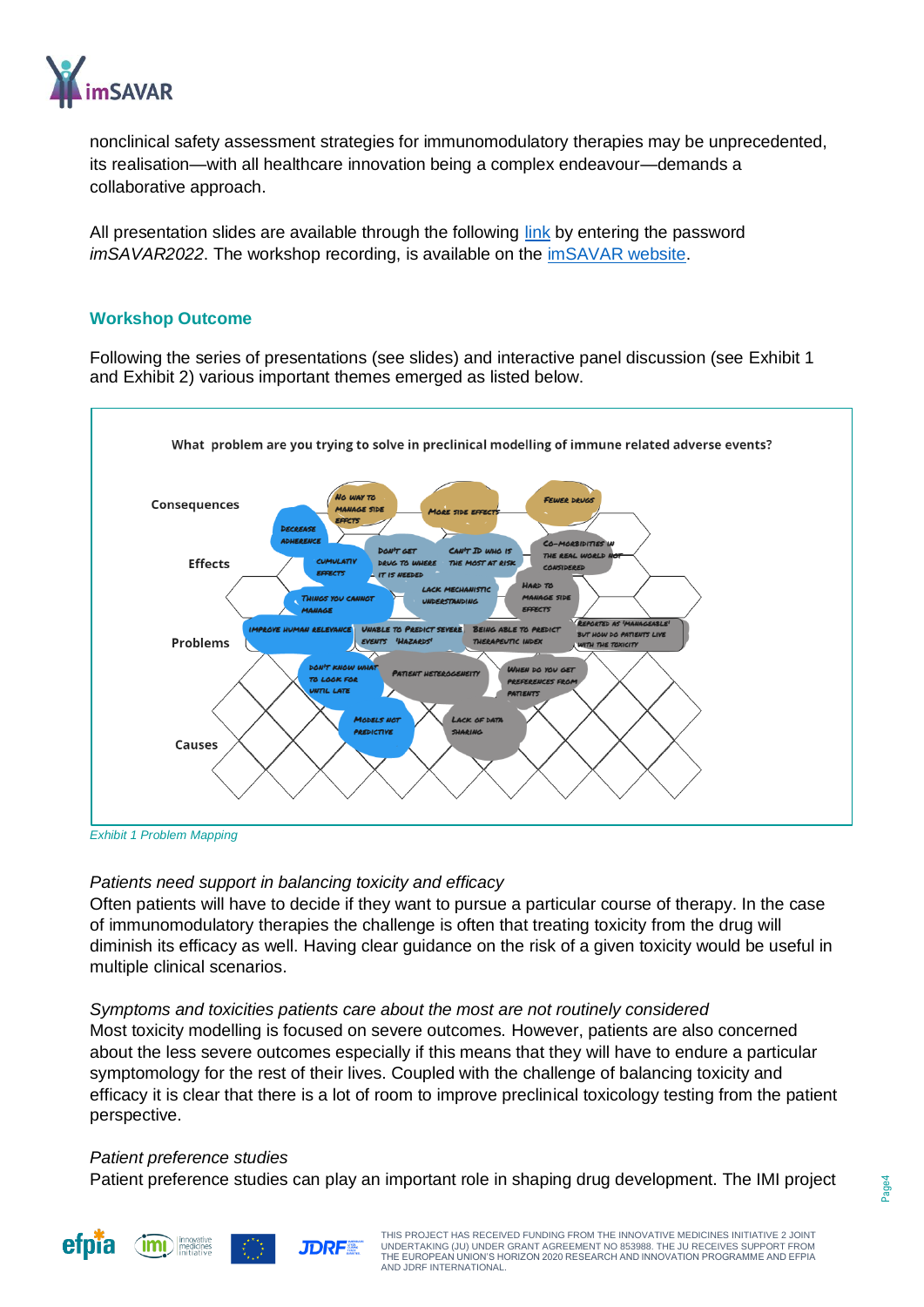nonclinical safety assessment strategies for immunomodulatory therapies may be unprecedented, its realisation—with all healthcare innovation being a complex endeavour—demands a collaborative approach.

All presentation slides are available through the following link by entering the password *imSAVAR2022*. The workshop recording, is available on the imSAVAR website.

## Workshop Outcome

Following the series of presentations (see slides) and interactive panel discussion (see Exhibit 1 and Exhibit 2) various important themes emerged as listed below.

**What problem are you trying to solve in preclinical modelling of immune related adverse events?**

**Consequences**
- No way to manage side effects
- More side effects
- Fewer drugs

**Effects**
- Decrease adherence
- Cumulativ effects
- Don't get drug to where it is needed
- Can't ID who is the most at risk
- Co-morbidities in the real world not considered
- Things you cannot manage
- Lack mechanistic understanding
- Hard to manage side effects

**Problems**
- Improve human relevance
- Unable to predict severe events 'hazards'
- Being able to predict therapeutic index
- Reported as 'manageable' but how do patients live with the toxicity
- Don't know what to look for until late
- Patient heterogeneity
- When do you get preferences from patients

**Causes**
- Models not predictive
- Lack of data sharing

*Exhibit 1 Problem Mapping*

*Patients need support in balancing toxicity and efficacy*
Often patients will have to decide if they want to pursue a particular course of therapy. In the case of immunomodulatory therapies the challenge is often that treating toxicity from the drug will diminish its efficacy as well. Having clear guidance on the risk of a given toxicity would be useful in multiple clinical scenarios.

*Symptoms and toxicities patients care about the most are not routinely considered*
Most toxicity modelling is focused on severe outcomes. However, patients are also concerned about the less severe outcomes especially if this means that they will have to endure a particular symptomology for the rest of their lives. Coupled with the challenge of balancing toxicity and efficacy it is clear that there is a lot of room to improve preclinical toxicology testing from the patient perspective.

*Patient preference studies*
Patient preference studies can play an important role in shaping drug development. The IMI project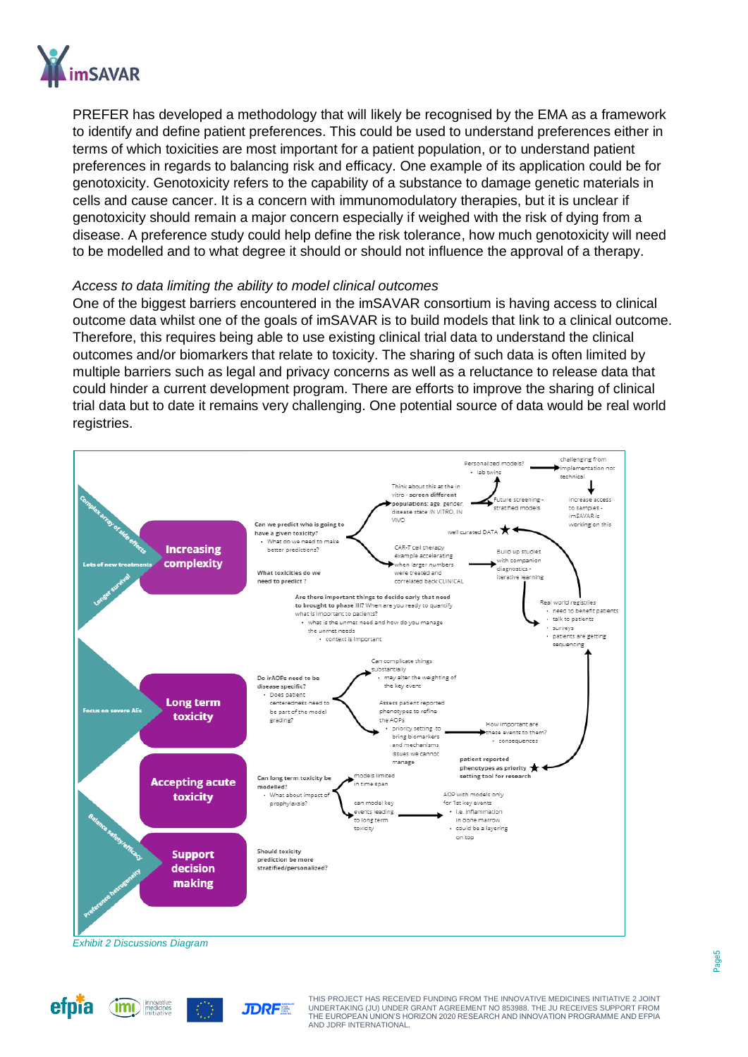PREFER has developed a methodology that will likely be recognised by the EMA as a framework to identify and define patient preferences. This could be used to understand preferences either in terms of which toxicities are most important for a patient population, or to understand patient preferences in regards to balancing risk and efficacy. One example of its application could be for genotoxicity. Genotoxicity refers to the capability of a substance to damage genetic materials in cells and cause cancer. It is a concern with immunomodulatory therapies, but it is unclear if genotoxicity should remain a major concern especially if weighed with the risk of dying from a disease. A preference study could help define the risk tolerance, how much genotoxicity will need to be modelled and to what degree it should or should not influence the approval of a therapy.

*Access to data limiting the ability to model clinical outcomes*

One of the biggest barriers encountered in the imSAVAR consortium is having access to clinical outcome data whilst one of the goals of imSAVAR is to build models that link to a clinical outcome. Therefore, this requires being able to use existing clinical trial data to understand the clinical outcomes and/or biomarkers that relate to toxicity. The sharing of such data is often limited by multiple barriers such as legal and privacy concerns as well as a reluctance to release data that could hinder a current development program. There are efforts to improve the sharing of clinical trial data but to date it remains very challenging. One potential source of data would be real world registries.

*Exhibit 2 Discussions Diagram*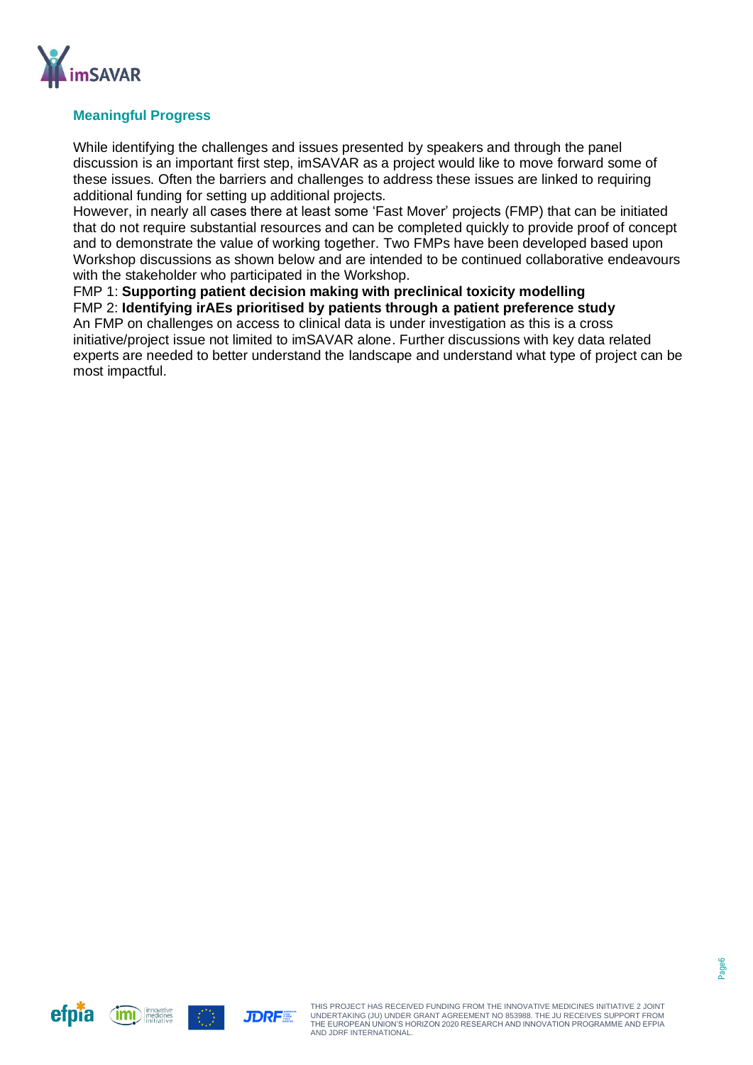## Meaningful Progress

While identifying the challenges and issues presented by speakers and through the panel discussion is an important first step, imSAVAR as a project would like to move forward some of these issues. Often the barriers and challenges to address these issues are linked to requiring additional funding for setting up additional projects.

However, in nearly all cases there at least some 'Fast Mover' projects (FMP) that can be initiated that do not require substantial resources and can be completed quickly to provide proof of concept and to demonstrate the value of working together. Two FMPs have been developed based upon Workshop discussions as shown below and are intended to be continued collaborative endeavours with the stakeholder who participated in the Workshop.

FMP 1: **Supporting patient decision making with preclinical toxicity modelling**

FMP 2: **Identifying irAEs prioritised by patients through a patient preference study**

An FMP on challenges on access to clinical data is under investigation as this is a cross initiative/project issue not limited to imSAVAR alone. Further discussions with key data related experts are needed to better understand the landscape and understand what type of project can be most impactful.